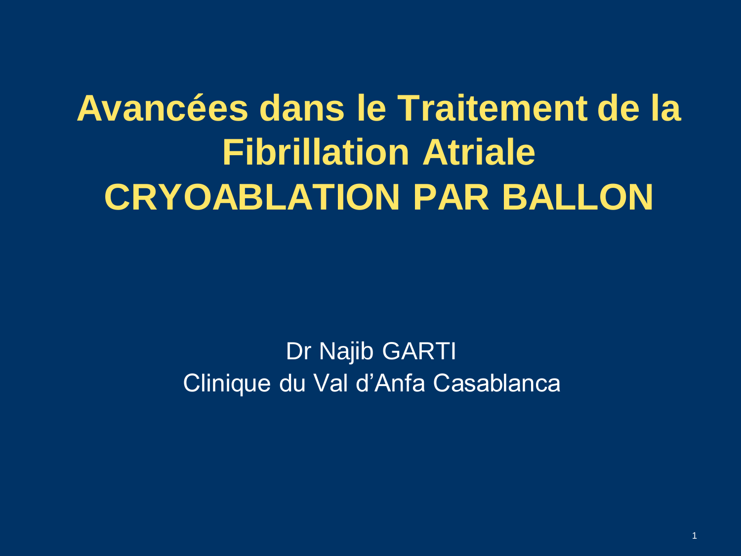# Avancées dans le Traitement de la Fibrillation Atriale
# CRYOABLATION PAR BALLON

Dr Najib GARTI
Clinique du Val d’Anfa Casablanca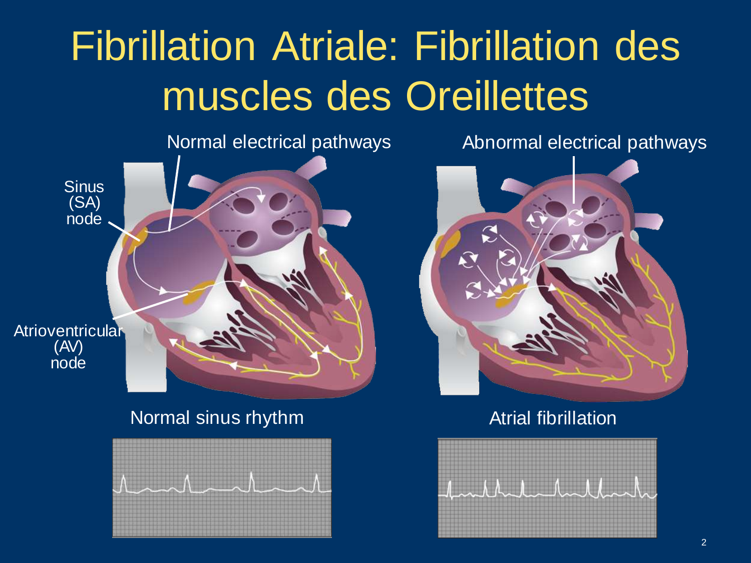# Fibrillation Atriale: Fibrillation des muscles des Oreillettes

Normal electrical pathways

Abnormal electrical pathways

Sinus (SA) node

Atrioventricular (AV) node

Normal sinus rhythm

Atrial fibrillation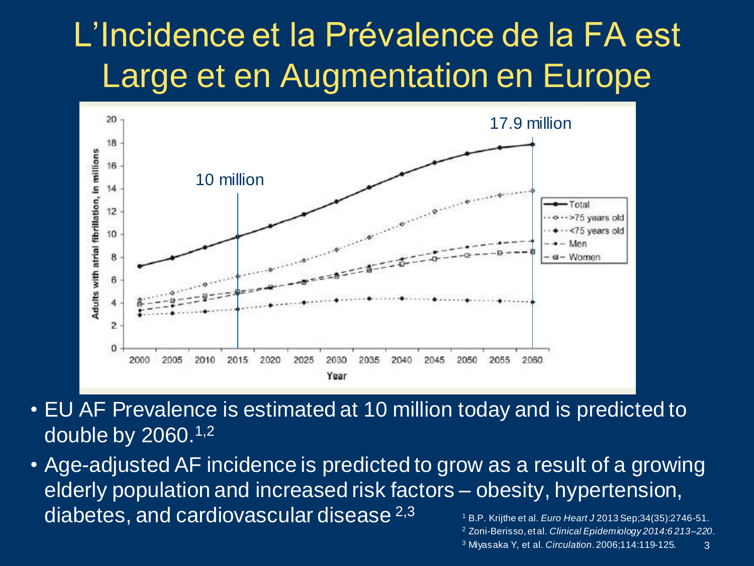# L'Incidence et la Prévalence de la FA est Large et en Augmentation en Europe

- EU AF Prevalence is estimated at 10 million today and is predicted to double by 2060.[1,2]
- Age-adjusted AF incidence is predicted to grow as a result of a growing elderly population and increased risk factors – obesity, hypertension, diabetes, and cardiovascular disease [2,3]

[1] B.P. Krijthe et al. *Euro Heart J* 2013 Sep;34(35):2746-51.
[2] Zoni-Berisso, et al. *Clinical Epidemiology 2014:6 213–220*.
[3] Miyasaka Y, et al. *Circulation*. 2006;114:119-125.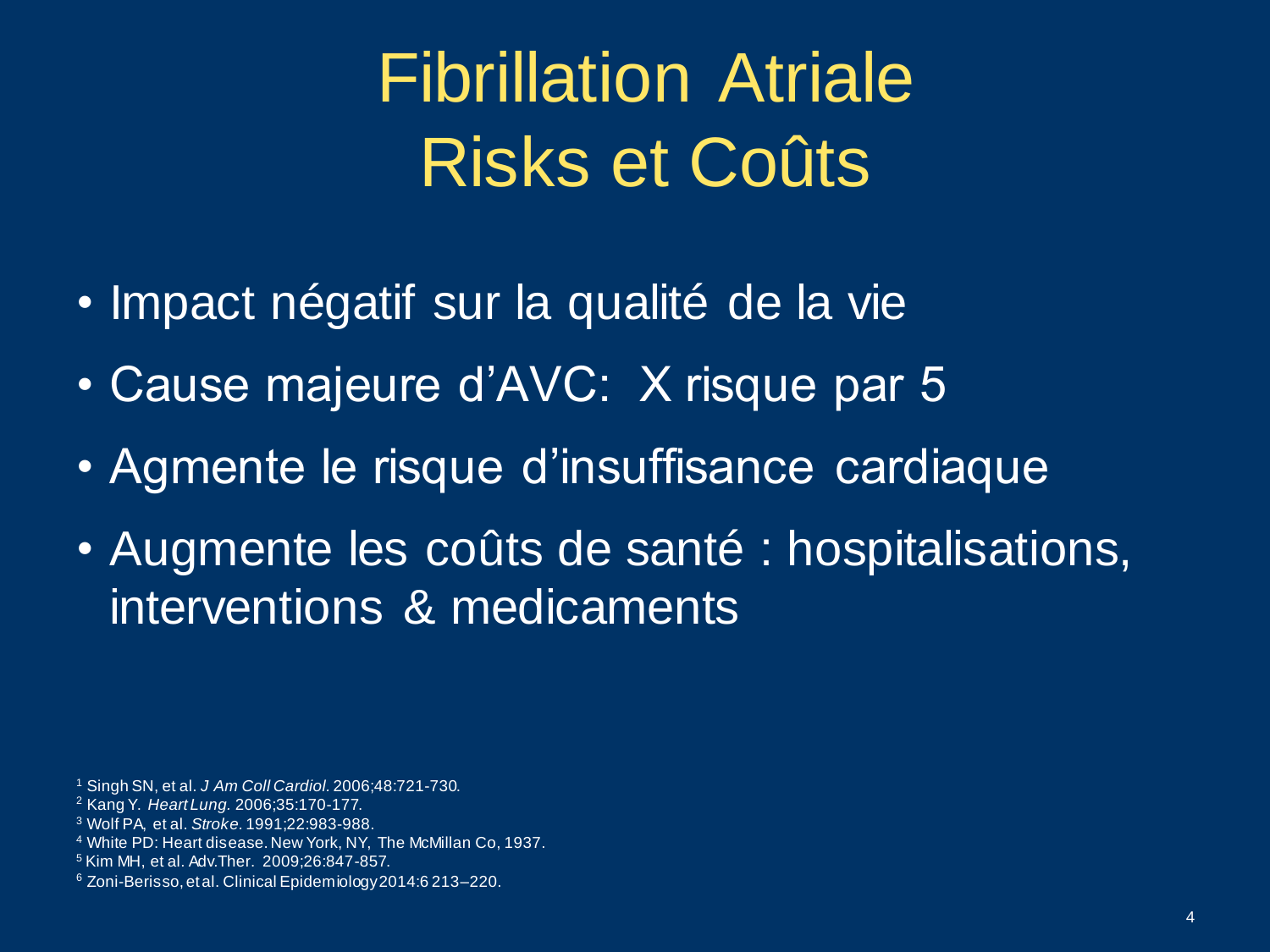# Fibrillation Atriale
# Risks et Coûts

- Impact négatif sur la qualité de la vie
- Cause majeure d'AVC: X risque par 5
- Agmente le risque d'insuffisance cardiaque
- Augmente les coûts de santé : hospitalisations, interventions & medicaments

[1] Singh SN, et al. *J Am Coll Cardiol*. 2006;48:721-730.
[2] Kang Y. *Heart Lung*. 2006;35:170-177.
[3] Wolf PA, et al. *Stroke*. 1991;22:983-988.
[4] White PD: Heart disease. New York, NY, The McMillan Co, 1937.
[5] Kim MH, et al. Adv.Ther. 2009;26:847-857.
[6] Zoni-Berisso, et al. Clinical Epidemiology 2014:6 213–220.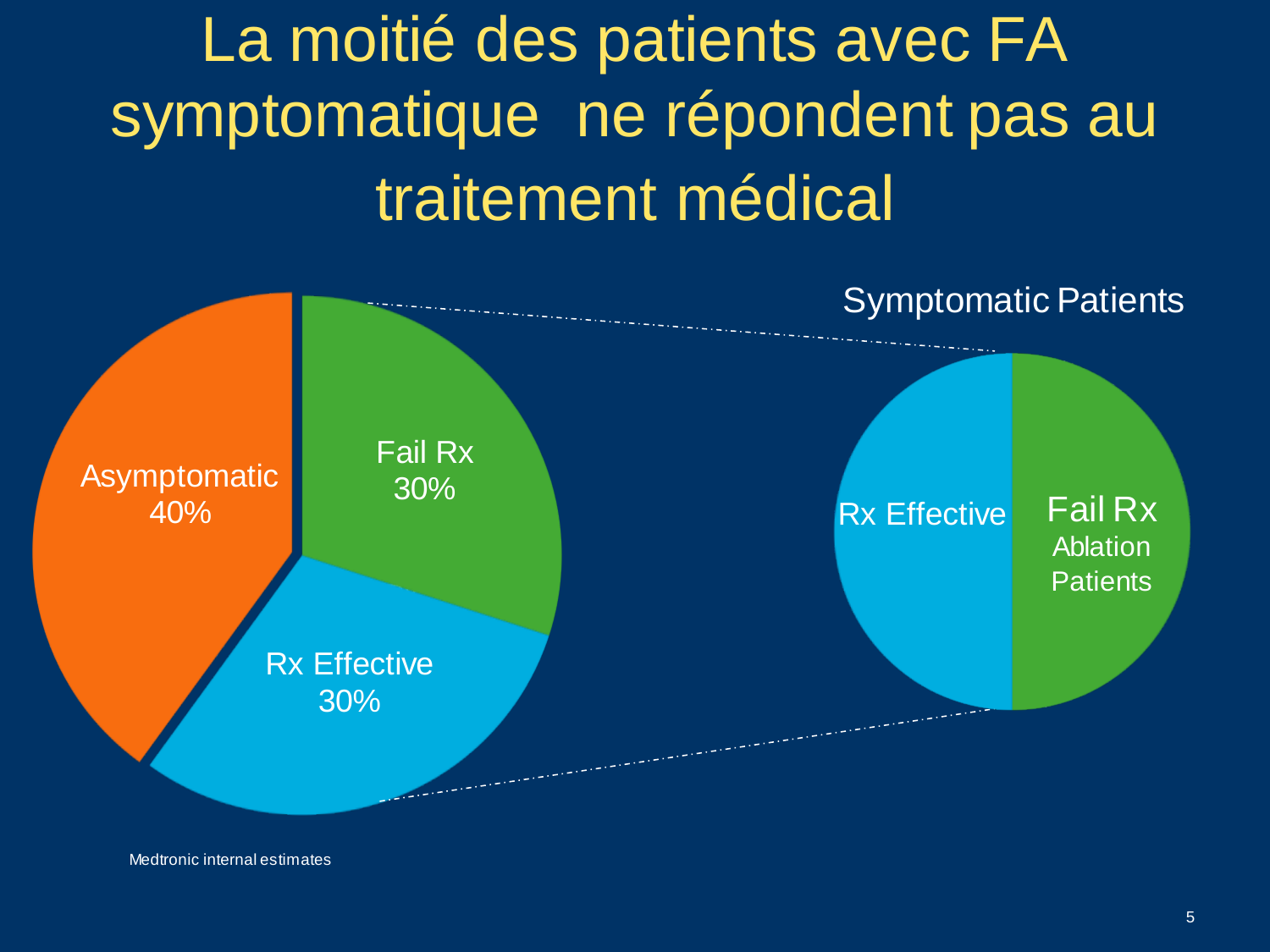# La moitié des patients avec FA symptomatique ne répondent pas au traitement médical

Asymptomatic 40%

Fail Rx 30%

Rx Effective 30%

Symptomatic Patients

Rx Effective

Fail Rx
Ablation Patients

Medtronic internal estimates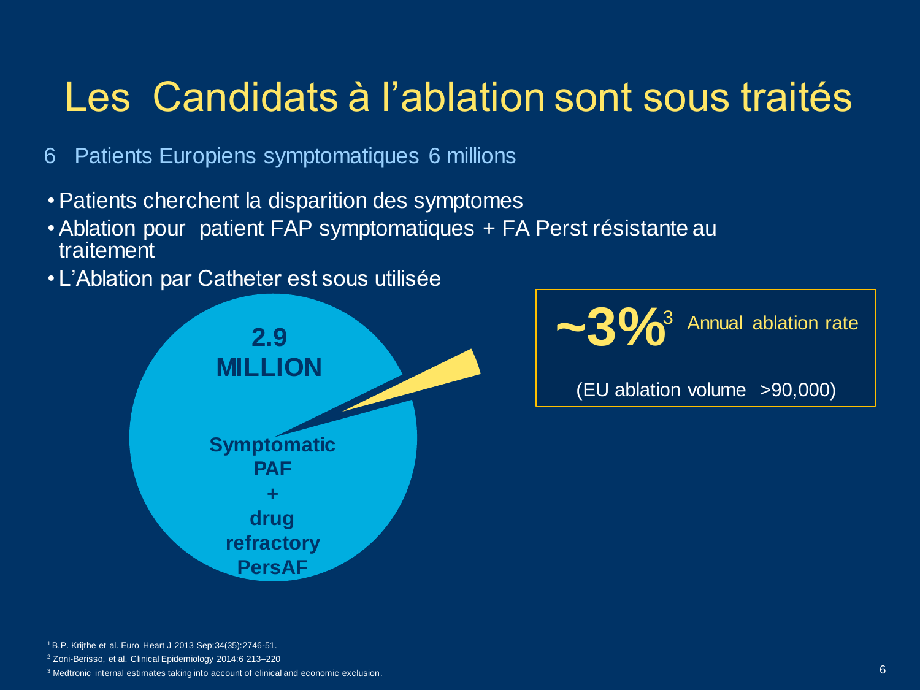# Les Candidats à l'ablation sont sous traités

6 Patients Europiens symptomatiques 6 millions

- Patients cherchent la disparition des symptomes
- Ablation pour patient FAP symptomatiques + FA Perst résistante au traitement
- L'Ablation par Catheter est sous utilisée

**2.9 MILLION**

**Symptomatic PAF + drug refractory PersAF**

**~3%**[3] Annual ablation rate

(EU ablation volume >90,000)

[1] B.P. Krijthe et al. Euro Heart J 2013 Sep;34(35):2746-51.

[2] Zoni-Berisso, et al. Clinical Epidemiology 2014:6 213–220

[3] Medtronic internal estimates taking into account of clinical and economic exclusion.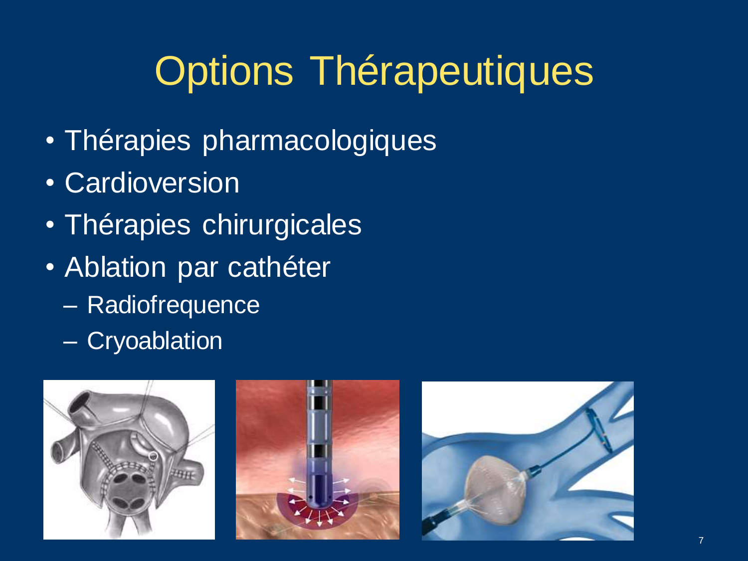# Options Thérapeutiques

- Thérapies pharmacologiques
- Cardioversion
- Thérapies chirurgicales
- Ablation par cathéter
  - Radiofrequence
  - Cryoablation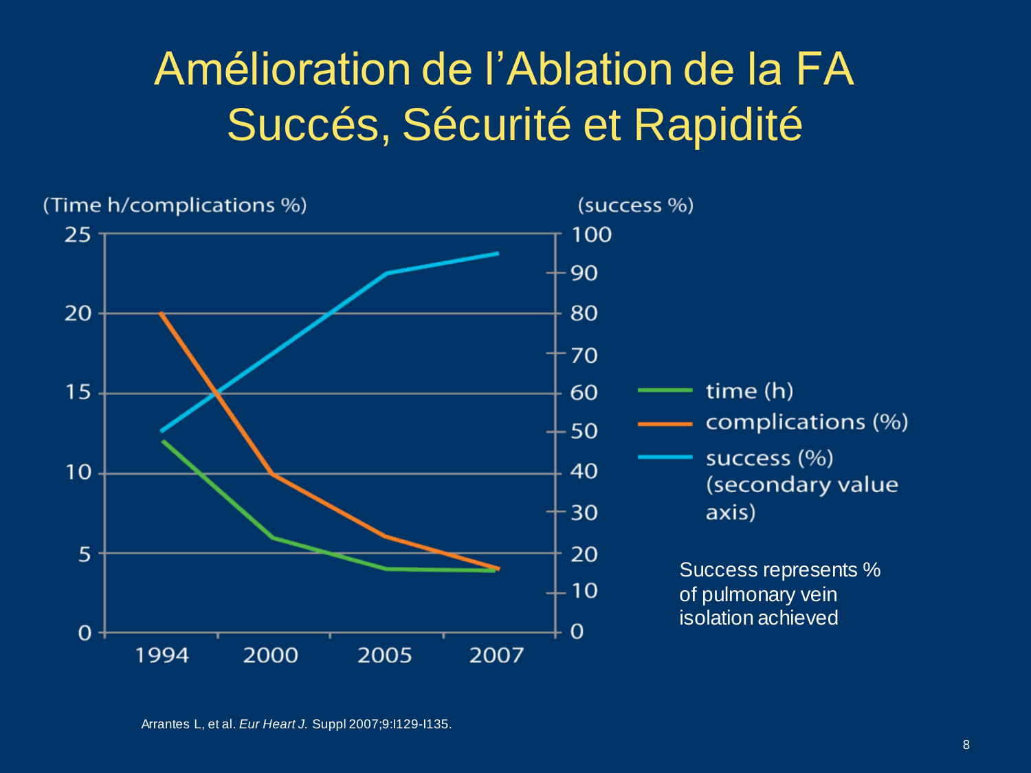# Amélioration de l'Ablation de la FA
## Succés, Sécurité et Rapidité

(Time h/complications %) (success %)

- time (h)
- complications (%)
- success (%) (secondary value axis)

Success represents % of pulmonary vein isolation achieved

Arrantes L, et al. *Eur Heart J.* Suppl 2007;9:I129-I135.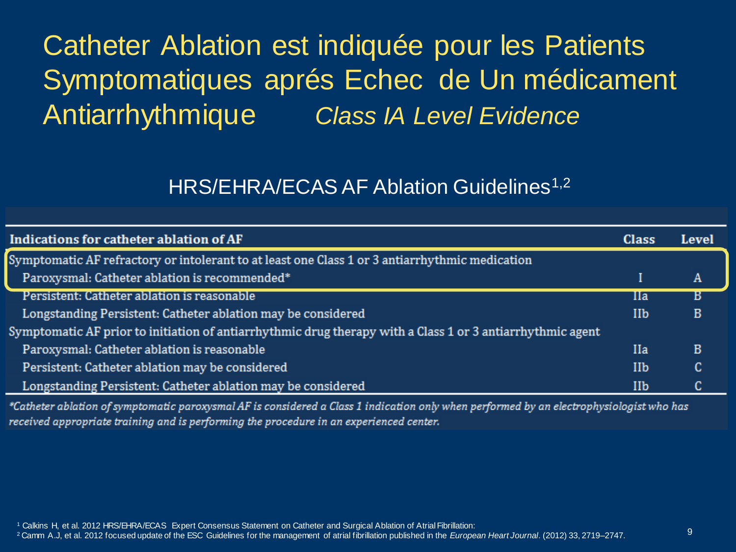# Catheter Ablation est indiquée pour les Patients Symptomatiques aprés Echec de Un médicament Antiarrhythmique *Class IA Level Evidence*

## HRS/EHRA/ECAS AF Ablation Guidelines[1,2]

| Indications for catheter ablation of AF | Class | Level |
|---|---|---|
| Symptomatic AF refractory or intolerant to at least one Class 1 or 3 antiarrhythmic medication | | |
| Paroxysmal: Catheter ablation is recommended* | I | A |
| Persistent: Catheter ablation is reasonable | IIa | B |
| Longstanding Persistent: Catheter ablation may be considered | IIb | B |
| Symptomatic AF prior to initiation of antiarrhythmic drug therapy with a Class 1 or 3 antiarrhythmic agent | | |
| Paroxysmal: Catheter ablation is reasonable | IIa | B |
| Persistent: Catheter ablation may be considered | IIb | C |
| Longstanding Persistent: Catheter ablation may be considered | IIb | C |

*\*Catheter ablation of symptomatic paroxysmal AF is considered a Class 1 indication only when performed by an electrophysiologist who has received appropriate training and is performing the procedure in an experienced center.*

[1] Calkins H, et al. 2012 HRS/EHRA/ECAS Expert Consensus Statement on Catheter and Surgical Ablation of Atrial Fibrillation:
[2] Camm A.J, et al. 2012 focused update of the ESC Guidelines for the management of atrial fibrillation published in the *European Heart Journal*. (2012) 33, 2719–2747.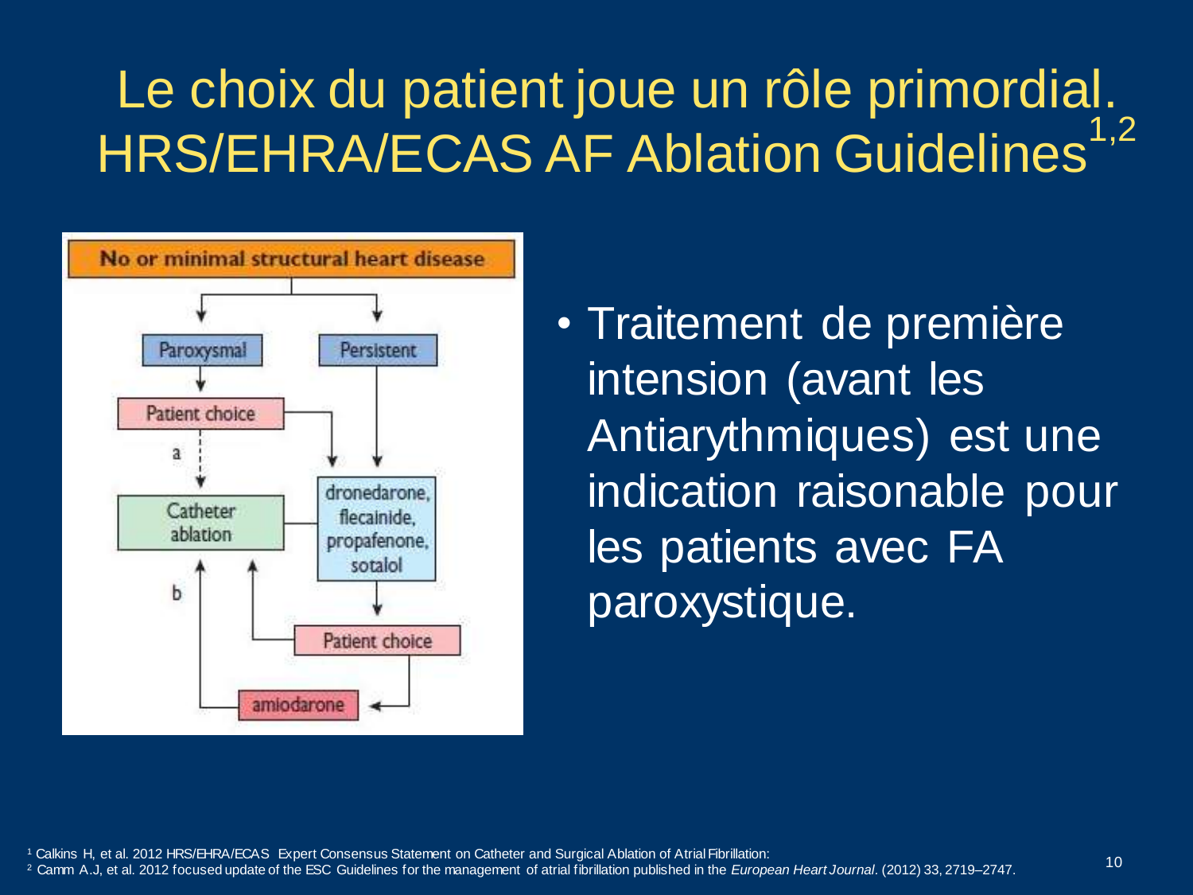# Le choix du patient joue un rôle primordial. HRS/EHRA/ECAS AF Ablation Guidelines[1,2]

No or minimal structural heart disease

Paroxysmal

Persistent

Patient choice

a

Catheter ablation

dronedarone, flecainide, propafenone, sotalol

b

Patient choice

amiodarone

- Traitement de première intension (avant les Antiarythmiques) est une indication raisonable pour les patients avec FA paroxystique.

[1] Calkins H, et al. 2012 HRS/EHRA/ECAS Expert Consensus Statement on Catheter and Surgical Ablation of Atrial Fibrillation:

[2] Camm A.J, et al. 2012 focused update of the ESC Guidelines for the management of atrial fibrillation published in the *European Heart Journal*. (2012) 33, 2719–2747.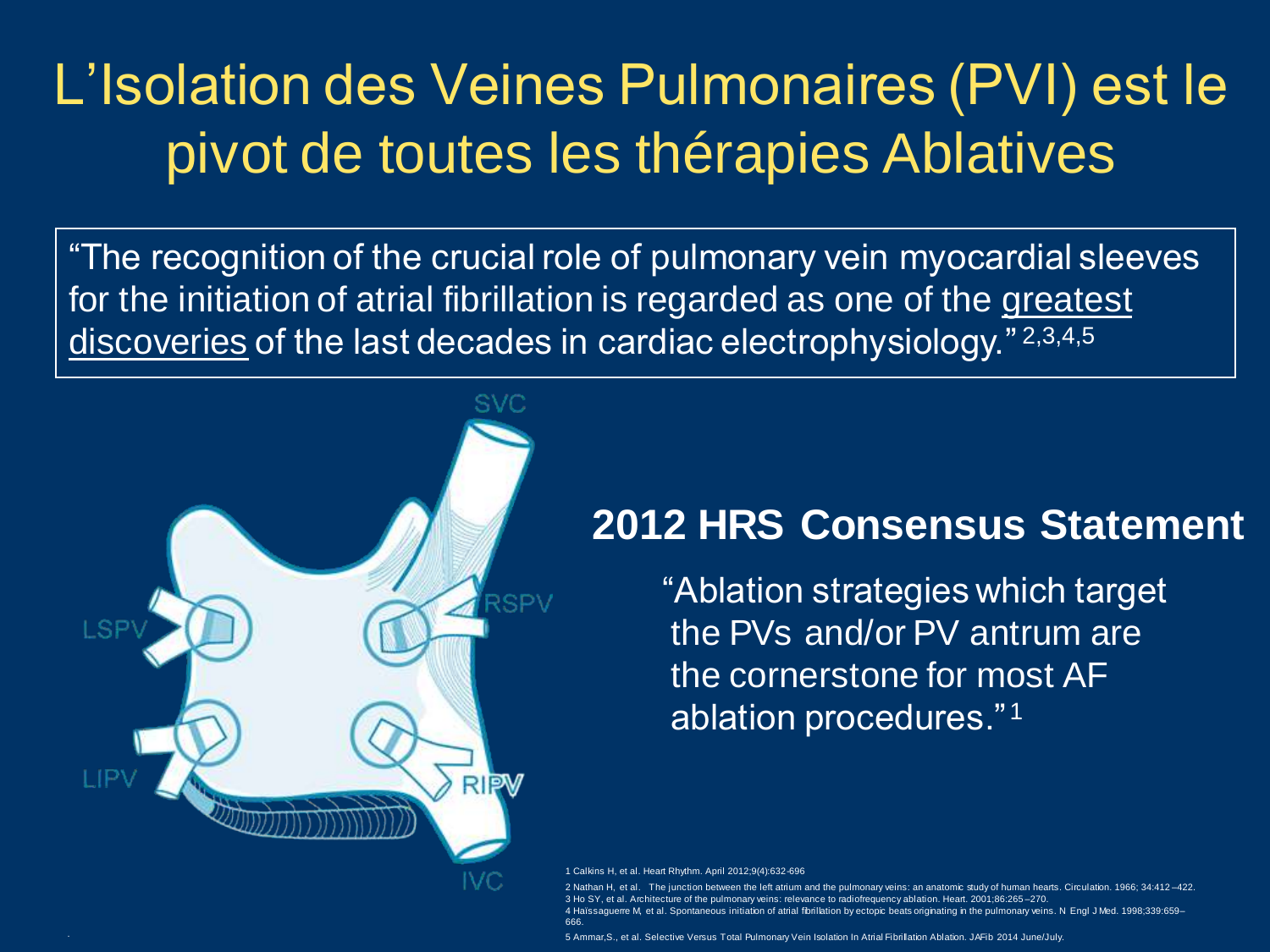# L'Isolation des Veines Pulmonaires (PVI) est le pivot de toutes les thérapies Ablatives

"The recognition of the crucial role of pulmonary vein myocardial sleeves for the initiation of atrial fibrillation is regarded as one of the greatest discoveries of the last decades in cardiac electrophysiology." [2,3,4,5]

SVC

LSPV

RSPV

LIPV

RIPV

IVC

## 2012 HRS Consensus Statement

"Ablation strategies which target the PVs and/or PV antrum are the cornerstone for most AF ablation procedures." [1]

1 Calkins H, et al. Heart Rhythm. April 2012;9(4):632-696

2 Nathan H, et al. The junction between the left atrium and the pulmonary veins: an anatomic study of human hearts. Circulation. 1966; 34:412–422.

3 Ho SY, et al. Architecture of the pulmonary veins: relevance to radiofrequency ablation. Heart. 2001;86:265–270.

4 Haïssaguerre M, et al. Spontaneous initiation of atrial fibrillation by ectopic beats originating in the pulmonary veins. N Engl J Med. 1998;339:659–666.

5 Ammar,S., et al. Selective Versus Total Pulmonary Vein Isolation In Atrial Fibrillation Ablation. JAFib 2014 June/July.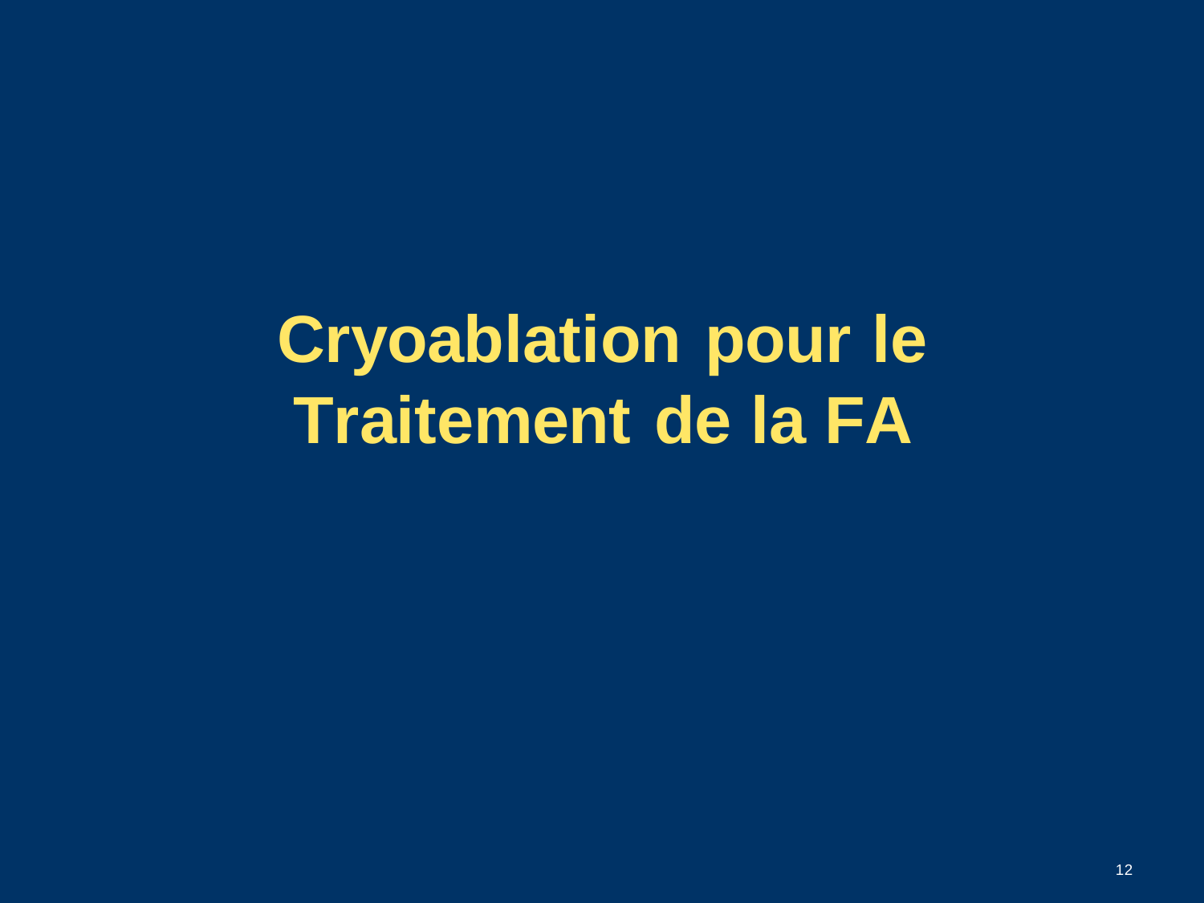# Cryoablation pour le Traitement de la FA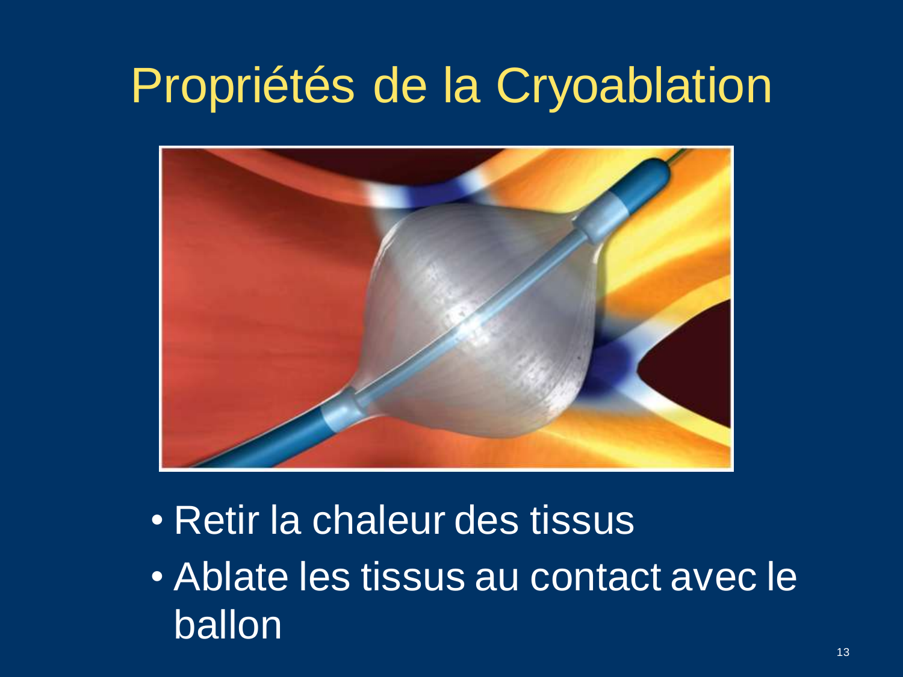# Propriétés de la Cryoablation

- Retir la chaleur des tissus
- Ablate les tissus au contact avec le ballon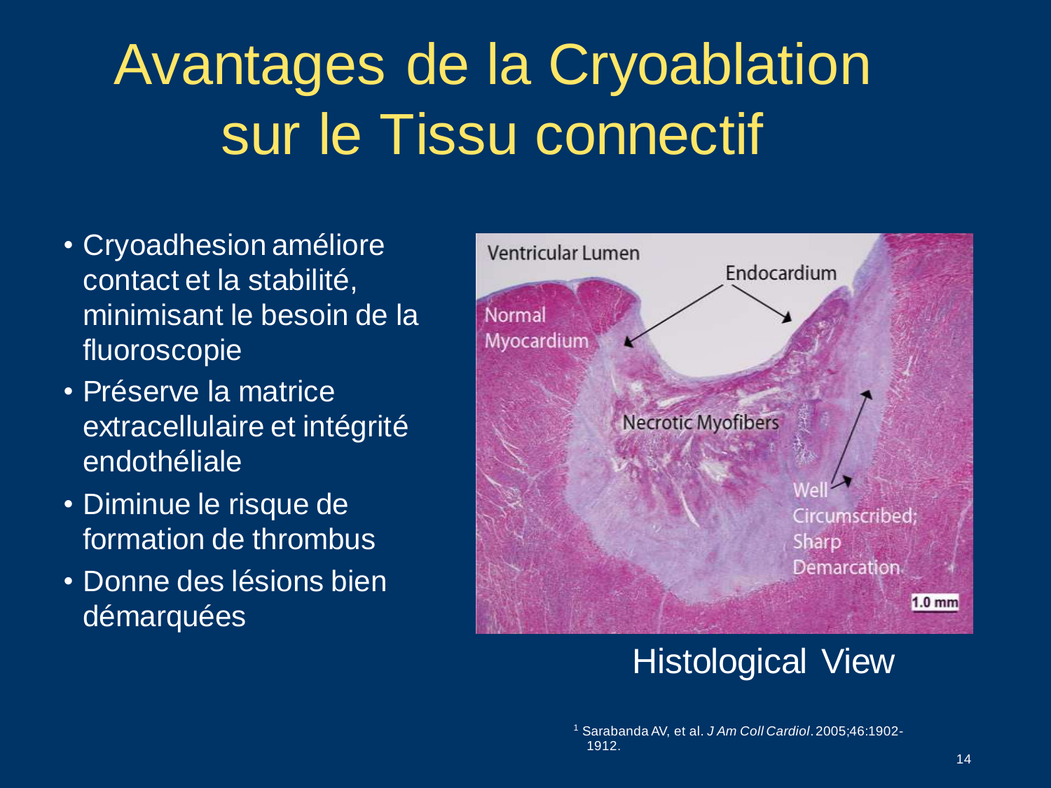# Avantages de la Cryoablation sur le Tissu connectif

- Cryoadhesion améliore contact et la stabilité, minimisant le besoin de la fluoroscopie
- Préserve la matrice extracellulaire et intégrité endothéliale
- Diminue le risque de formation de thrombus
- Donne des lésions bien démarquées

Histological View

[1] Sarabanda AV, et al. *J Am Coll Cardiol*. 2005;46:1902-1912.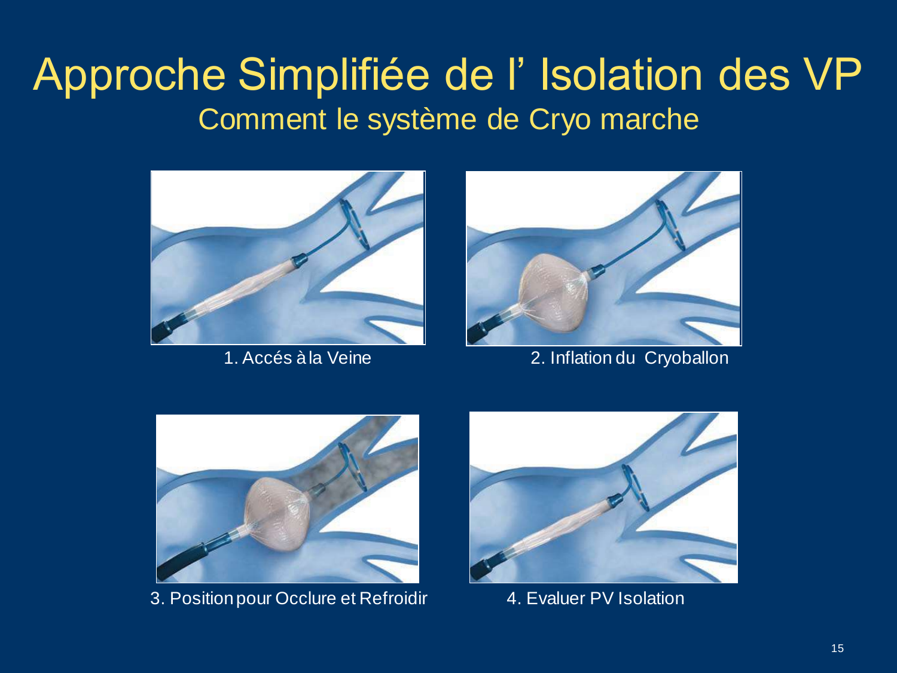# Approche Simplifiée de l' Isolation des VP

## Comment le système de Cryo marche

1. Accés à la Veine

2. Inflation du Cryoballon

3. Position pour Occlure et Refroidir

4. Evaluer PV Isolation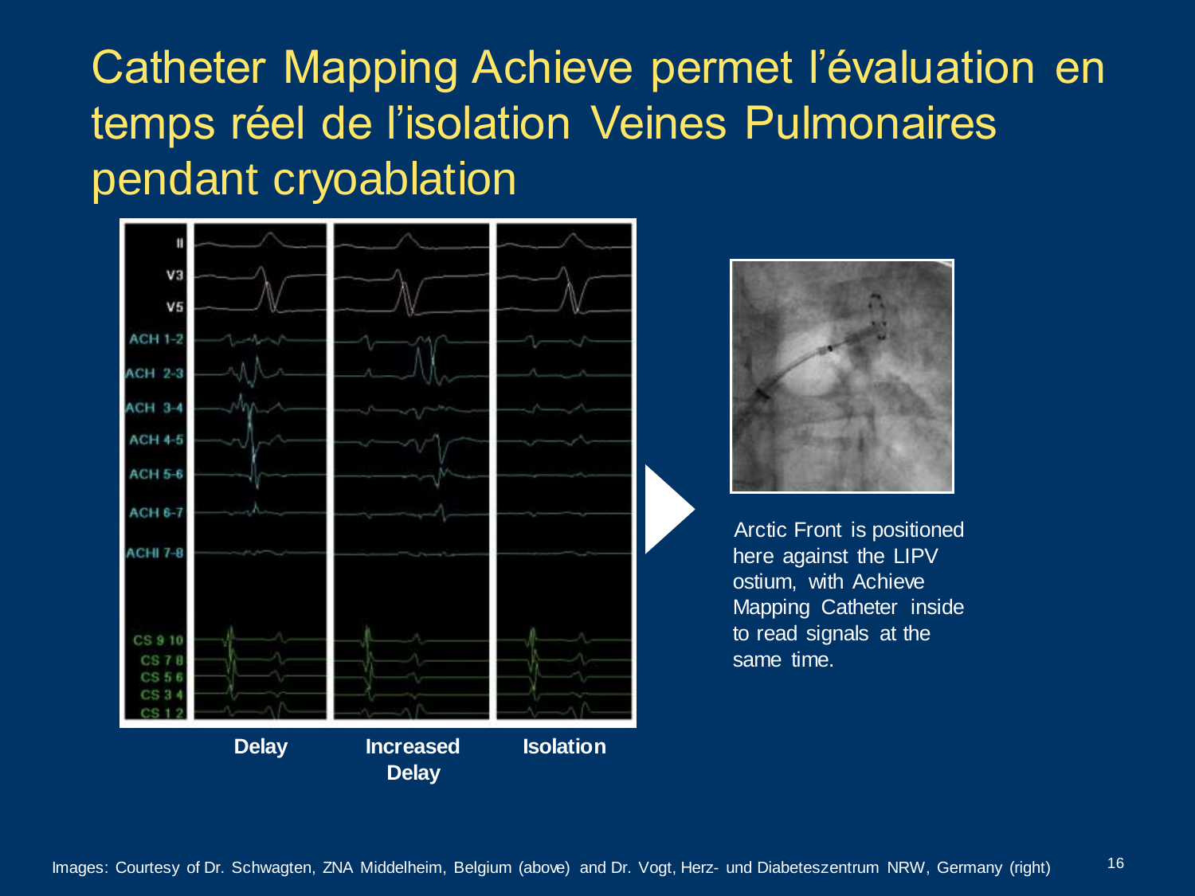# Catheter Mapping Achieve permet l'évaluation en temps réel de l'isolation Veines Pulmonaires pendant cryoablation

II
V3
V5
ACH 1-2
ACH 2-3
ACH 3-4
ACH 4-5
ACH 5-6
ACH 6-7
ACHI 7-8
CS 9 10
CS 7 8
CS 5 6
CS 3 4
CS 1 2

**Delay** **Increased Delay** **Isolation**

Arctic Front is positioned here against the LIPV ostium, with Achieve Mapping Catheter inside to read signals at the same time.

Images: Courtesy of Dr. Schwagten, ZNA Middelheim, Belgium (above) and Dr. Vogt, Herz- und Diabeteszentrum NRW, Germany (right)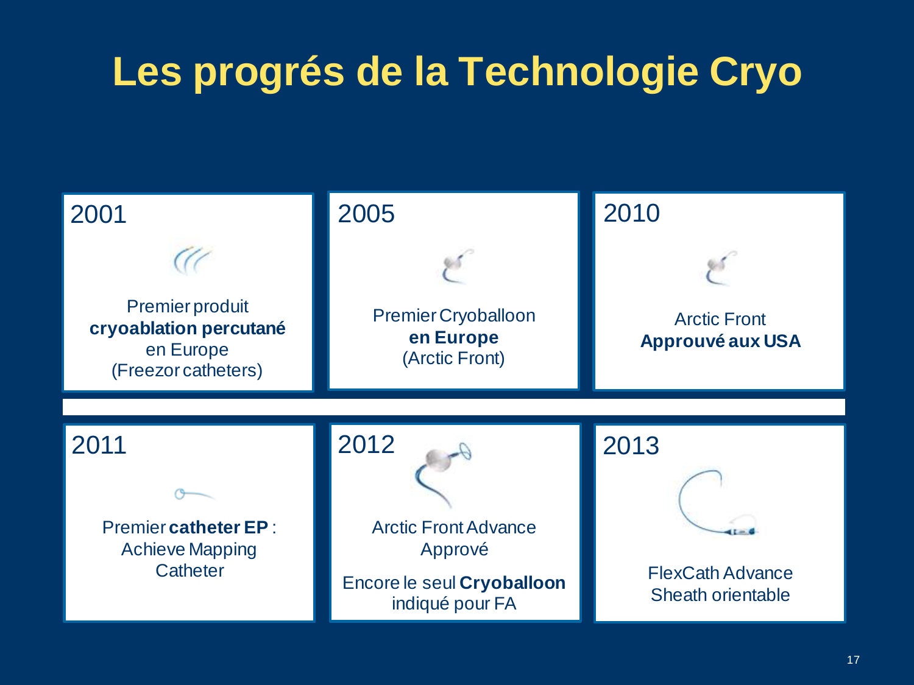# Les progrés de la Technologie Cryo

**2001**

Premier produit **cryoablation percutané** en Europe (Freezor catheters)

**2005**

Premier Cryoballoon **en Europe** (Arctic Front)

**2010**

Arctic Front **Approuvé aux USA**

**2011**

Premier **catheter EP** : Achieve Mapping Catheter

**2012**

Arctic Front Advance Approvè

Encore le seul **Cryoballoon** indiqué pour FA

**2013**

FlexCath Advance Sheath orientable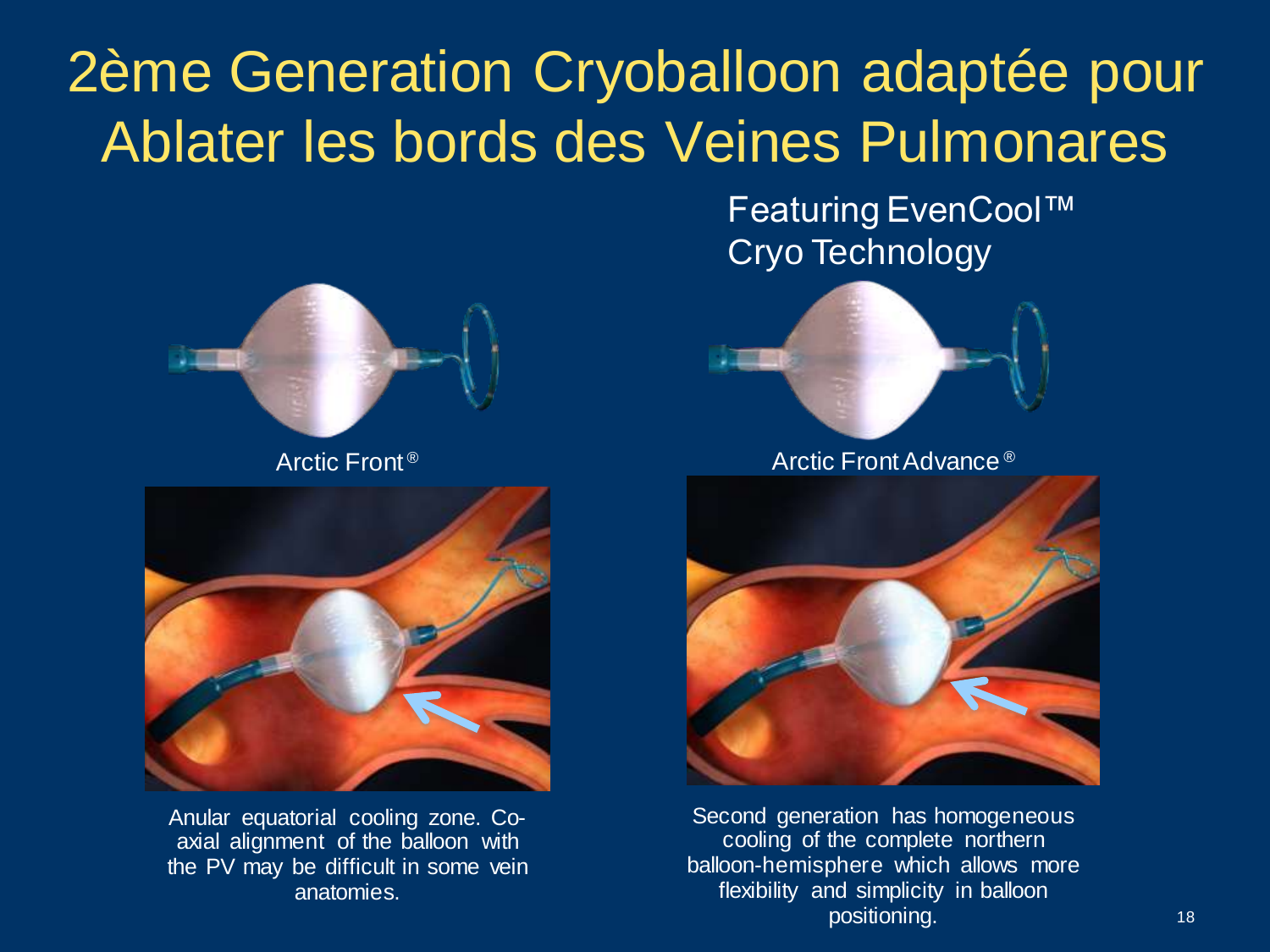# 2ème Generation Cryoballoon adaptée pour Ablater les bords des Veines Pulmonares

Featuring EvenCool™ Cryo Technology

Arctic Front®

Anular equatorial cooling zone. Co-axial alignment of the balloon with the PV may be difficult in some vein anatomies.

Arctic Front Advance®

Second generation has homogeneous cooling of the complete northern balloon-hemisphere which allows more flexibility and simplicity in balloon positioning.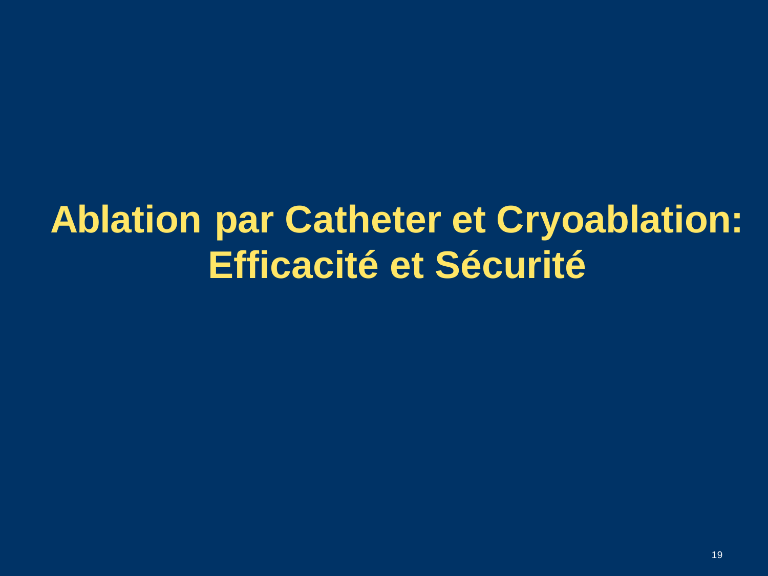# Ablation par Catheter et Cryoablation: Efficacité et Sécurité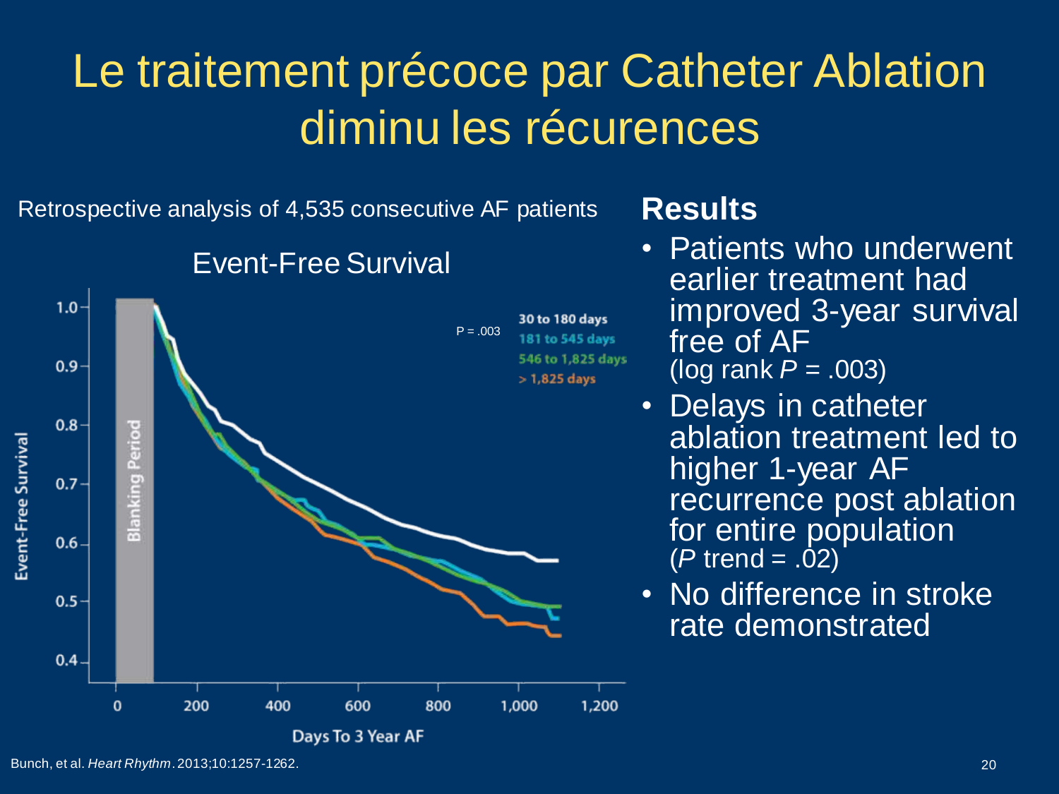# Le traitement précoce par Catheter Ablation diminu les récurences

Retrospective analysis of 4,535 consecutive AF patients

Event-Free Survival

P = .003

- 30 to 180 days
- 181 to 545 days
- 546 to 1,825 days
- > 1,825 days

Blanking Period

Event-Free Survival

Days To 3 Year AF

## Results

- Patients who underwent earlier treatment had improved 3-year survival free of AF (log rank *P* = .003)
- Delays in catheter ablation treatment led to higher 1-year AF recurrence post ablation for entire population (*P* trend = .02)
- No difference in stroke rate demonstrated

Bunch, et al. *Heart Rhythm*. 2013;10:1257-1262.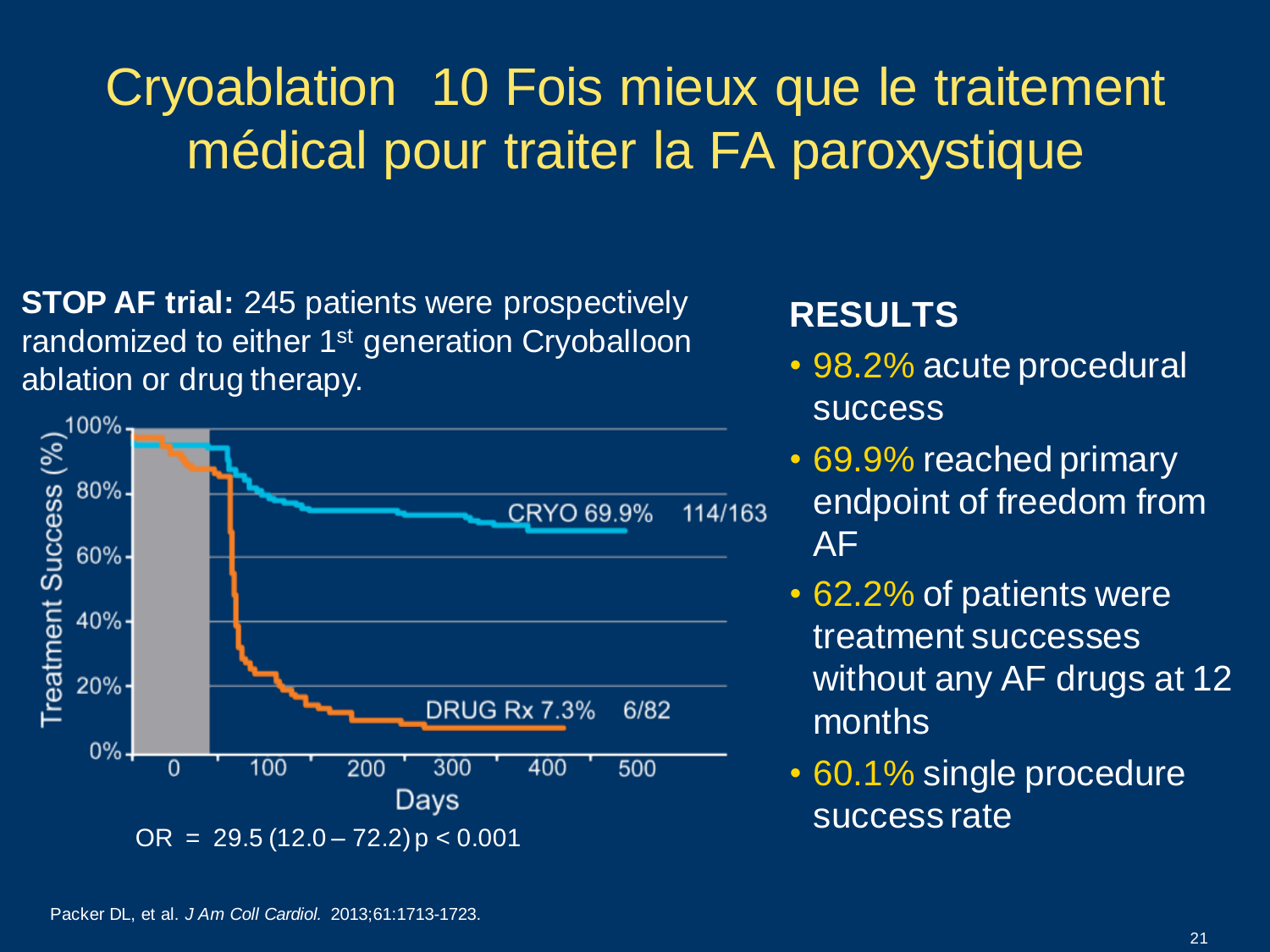# Cryoablation 10 Fois mieux que le traitement médical pour traiter la FA paroxystique

**STOP AF trial:** 245 patients were prospectively randomized to either 1st generation Cryoballoon ablation or drug therapy.

OR = 29.5 (12.0 – 72.2) $p < 0.001$

## RESULTS

- 98.2% acute procedural success
- 69.9% reached primary endpoint of freedom from AF
- 62.2% of patients were treatment successes without any AF drugs at 12 months
- 60.1% single procedure success rate

Packer DL, et al. *J Am Coll Cardiol.* 2013;61:1713-1723.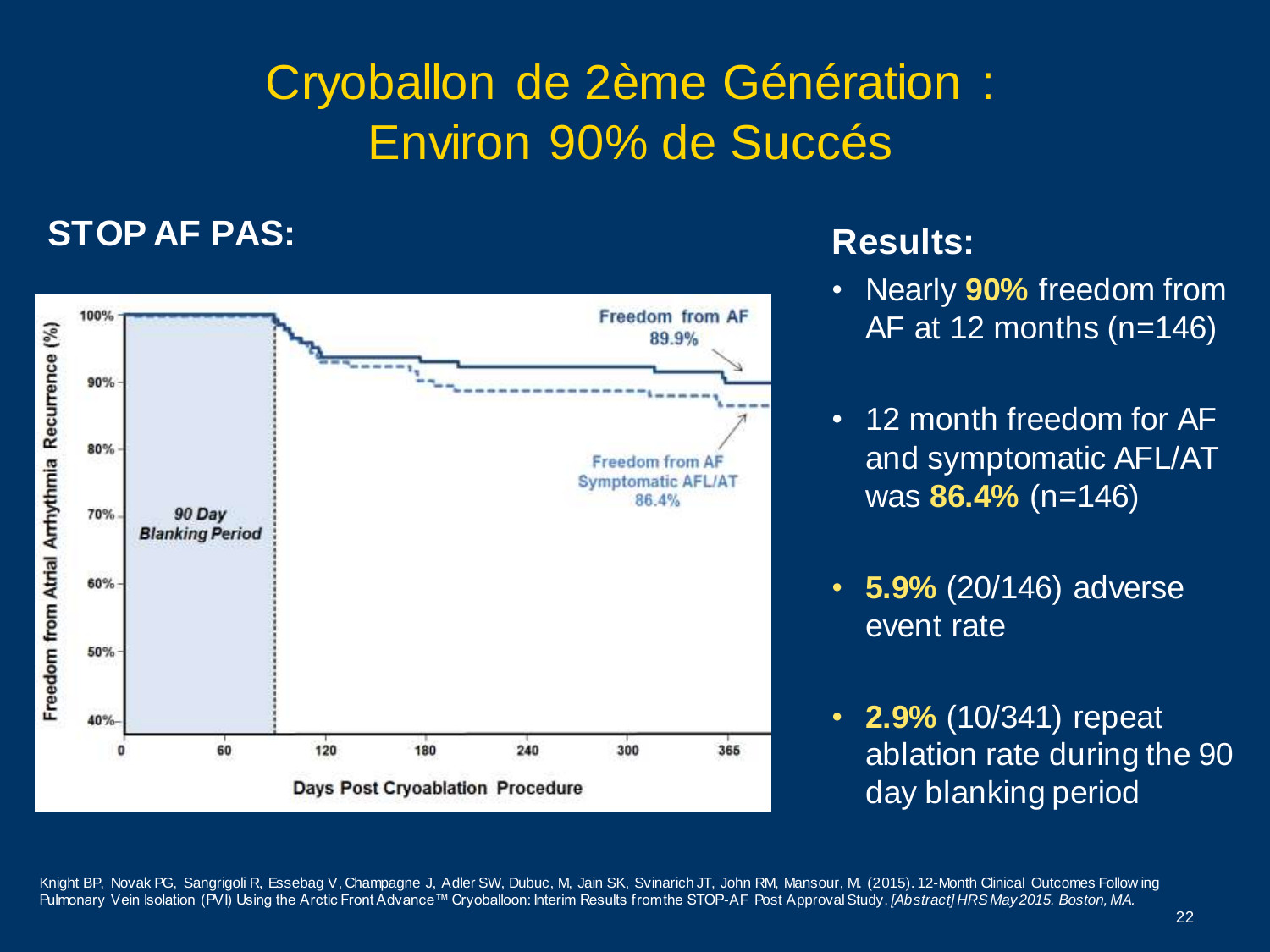# Cryoballon de 2ème Génération : Environ 90% de Succés

## STOP AF PAS:

Freedom from AF 89.9%

Freedom from AF Symptomatic AFL/AT 86.4%

90 Day Blanking Period

Freedom from Atrial Arrhythmia Recurrence (%)

Days Post Cryoablation Procedure

## Results:

- Nearly **90%** freedom from AF at 12 months (n=146)
- 12 month freedom for AF and symptomatic AFL/AT was **86.4%** (n=146)
- **5.9%** (20/146) adverse event rate
- **2.9%** (10/341) repeat ablation rate during the 90 day blanking period

Knight BP, Novak PG, Sangrigoli R, Essebag V, Champagne J, Adler SW, Dubuc, M, Jain SK, Svinarich JT, John RM, Mansour, M. (2015). 12-Month Clinical Outcomes Following Pulmonary Vein Isolation (PVI) Using the Arctic Front Advance™ Cryoballoon: Interim Results from the STOP-AF Post Approval Study. *[Abstract] HRS May 2015. Boston, MA.*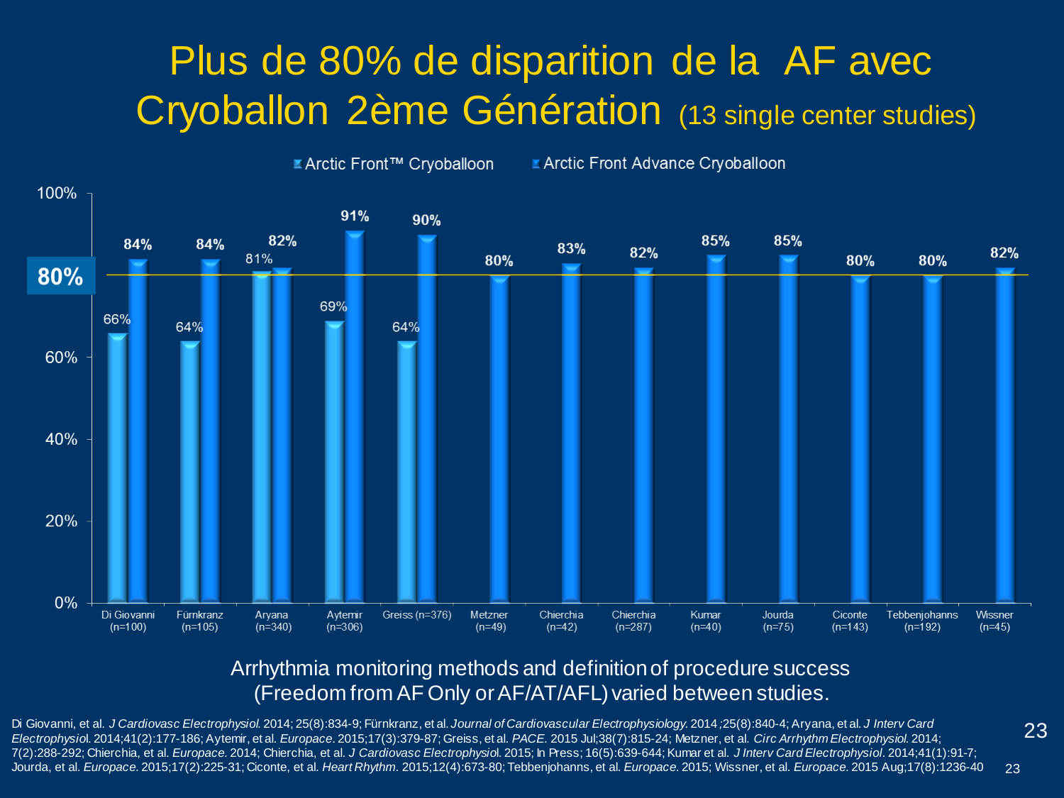# Plus de 80% de disparition de la AF avec Cryoballon 2ème Génération (13 single center studies)

| Study | Arctic Front™ Cryoballoon | Arctic Front Advance Cryoballoon |
|---|---|---|
| Di Giovanni (n=100) | 66% | 84% |
| Fürnkranz (n=105) | 64% | 84% |
| Aryana (n=340) | 81% | 82% |
| Aytemir (n=306) | 69% | 91% |
| Greiss (n=376) | 64% | 90% |
| Metzner (n=49) | | 80% |
| Chierchia (n=42) | | 83% |
| Chierchia (n=287) | | 82% |
| Kumar (n=40) | | 85% |
| Jourda (n=75) | | 85% |
| Ciconte (n=143) | | 80% |
| Tebbenjohanns (n=192) | | 80% |
| Wissner (n=45) | | 82% |

Reference line: 80%

Arrhythmia monitoring methods and definition of procedure success (Freedom from AF Only or AF/AT/AFL) varied between studies.

Di Giovanni, et al. *J Cardiovasc Electrophysiol.* 2014; 25(8):834-9; Fürnkranz, et al. *Journal of Cardiovascular Electrophysiology.* 2014 ;25(8):840-4; Aryana, et al. *J Interv Card Electrophysiol.* 2014;41(2):177-186; Aytemir, et al. *Europace.* 2015;17(3):379-87; Greiss, et al. *PACE.* 2015 Jul;38(7):815-24; Metzner, et al. *Circ Arrhythm Electrophysiol.* 2014; 7(2):288-292; Chierchia, et al. *Europace.* 2014; Chierchia, et al. *J Cardiovasc Electrophysiol.* 2015; In Press; 16(5):639-644; Kumar et al. *J Interv Card Electrophysiol.* 2014;41(1):91-7; Jourda, et al. *Europace.* 2015;17(2):225-31; Ciconte, et al. *Heart Rhythm.* 2015;12(4):673-80; Tebbenjohanns, et al. *Europace.* 2015; Wissner, et al. *Europace.* 2015 Aug;17(8):1236-40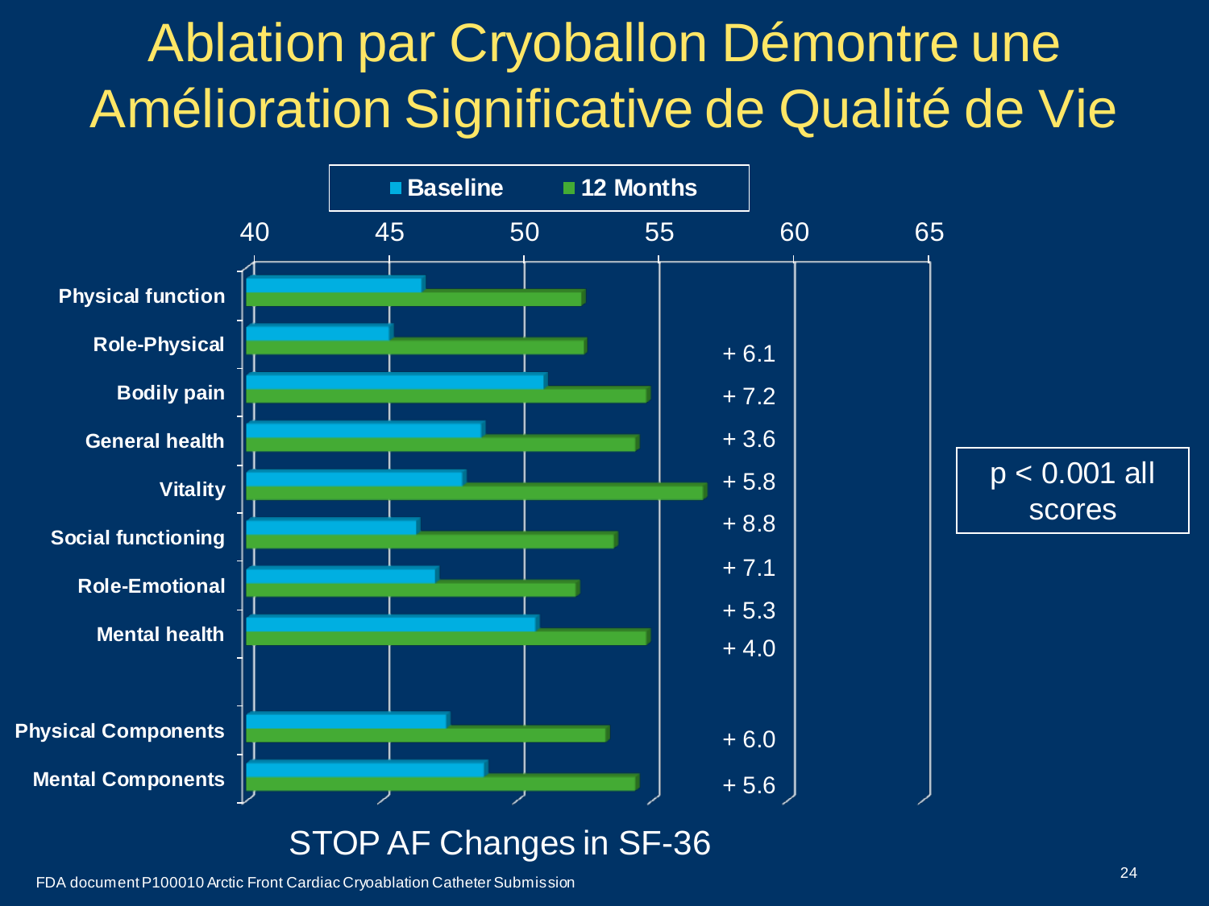# Ablation par Cryoballon Démontre une Amélioration Significative de Qualité de Vie

**Baseline** | **12 Months**

| | Change |
|---|---|
| **Physical function** | + 6.1 |
| **Role-Physical** | + 7.2 |
| **Bodily pain** | + 3.6 |
| **General health** | + 5.8 |
| **Vitality** | + 8.8 |
| **Social functioning** | + 7.1 |
| **Role-Emotional** | + 5.3 |
| **Mental health** | + 4.0 |
| **Physical Components** | + 6.0 |
| **Mental Components** | + 5.6 |

$p < 0.001$ all scores

STOP AF Changes in SF-36

FDA document P100010 Arctic Front Cardiac Cryoablation Catheter Submission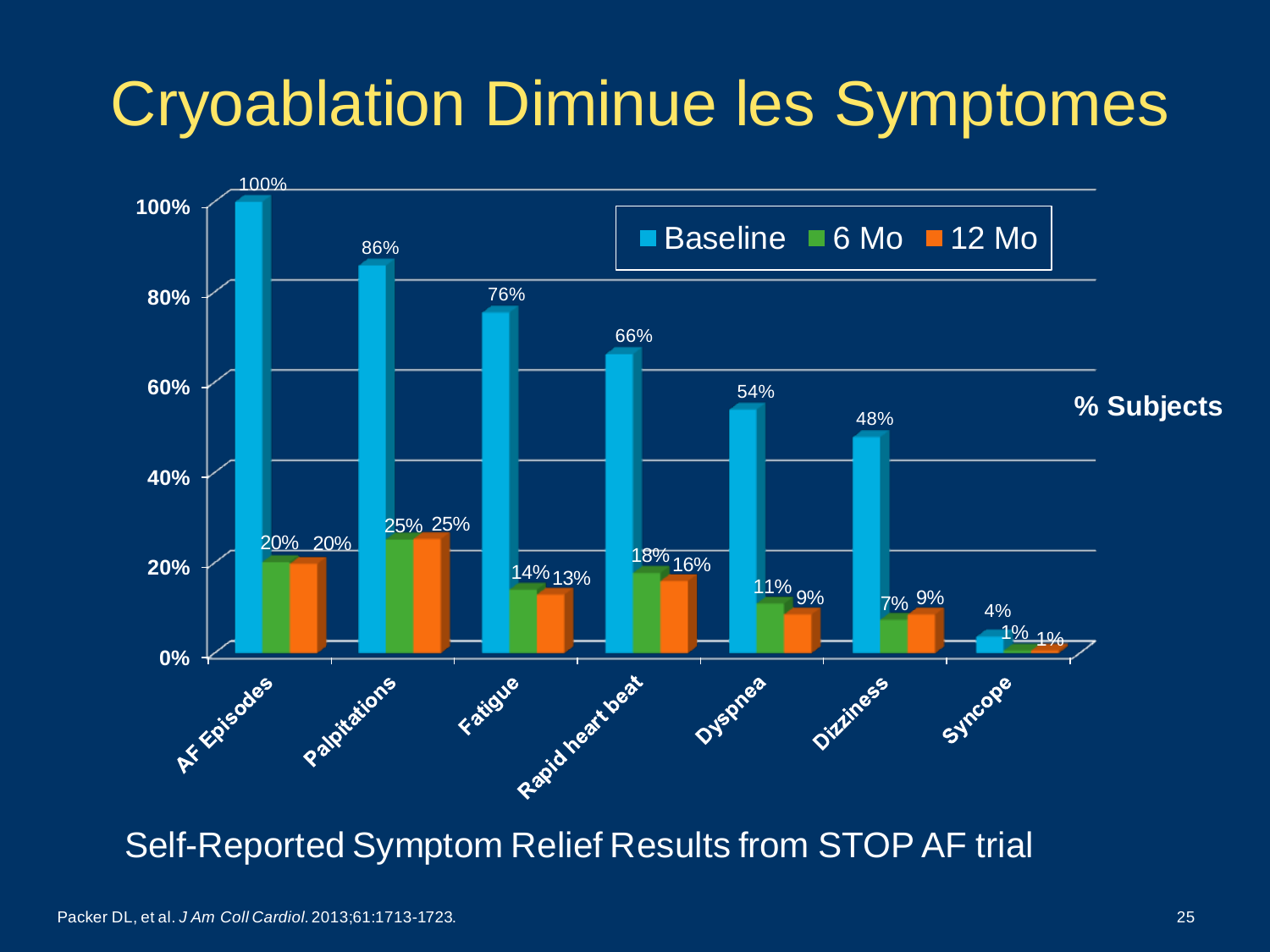# Cryoablation Diminue les Symptomes

| % Subjects | Baseline | 6 Mo | 12 Mo |
|---|---|---|---|
| AF Episodes | 100% | 20% | 20% |
| Palpitations | 86% | 25% | 25% |
| Fatigue | 76% | 14% | 13% |
| Rapid heart beat | 66% | 18% | 16% |
| Dyspnea | 54% | 11% | 9% |
| Dizziness | 48% | 7% | 9% |
| Syncope | 4% | 1% | 1% |

Self-Reported Symptom Relief Results from STOP AF trial

Packer DL, et al. *J Am Coll Cardiol*. 2013;61:1713-1723.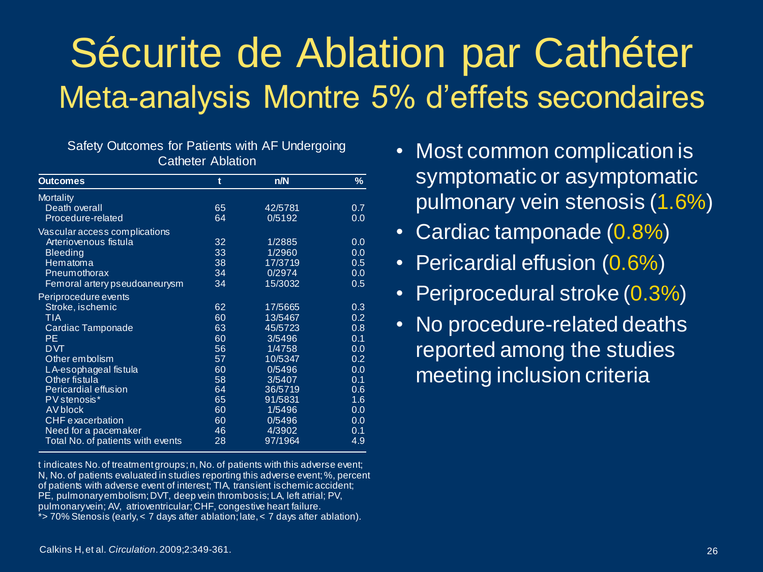# Sécurite de Ablation par Cathéter

## Meta-analysis Montre 5% d'effets secondaires

Safety Outcomes for Patients with AF Undergoing Catheter Ablation

| Outcomes | t | n/N | % |
|---|---|---|---|
| Mortality | | | |
| Death overall | 65 | 42/5781 | 0.7 |
| Procedure-related | 64 | 0/5192 | 0.0 |
| Vascular access complications | | | |
| Arteriovenous fistula | 32 | 1/2885 | 0.0 |
| Bleeding | 33 | 1/2960 | 0.0 |
| Hematoma | 38 | 17/3719 | 0.5 |
| Pneumothorax | 34 | 0/2974 | 0.0 |
| Femoral artery pseudoaneurysm | 34 | 15/3032 | 0.5 |
| Periprocedure events | | | |
| Stroke, ischemic | 62 | 17/5665 | 0.3 |
| TIA | 60 | 13/5467 | 0.2 |
| Cardiac Tamponade | 63 | 45/5723 | 0.8 |
| PE | 60 | 3/5496 | 0.1 |
| DVT | 56 | 1/4758 | 0.0 |
| Other embolism | 57 | 10/5347 | 0.2 |
| LA-esophageal fistula | 60 | 0/5496 | 0.0 |
| Other fistula | 58 | 3/5407 | 0.1 |
| Pericardial effusion | 64 | 36/5719 | 0.6 |
| PV stenosis* | 65 | 91/5831 | 1.6 |
| AV block | 60 | 1/5496 | 0.0 |
| CHF exacerbation | 60 | 0/5496 | 0.0 |
| Need for a pacemaker | 46 | 4/3902 | 0.1 |
| Total No. of patients with events | 28 | 97/1964 | 4.9 |

t indicates No. of treatment groups; n, No. of patients with this adverse event; N, No. of patients evaluated in studies reporting this adverse event; %, percent of patients with adverse event of interest; TIA, transient ischemic accident; PE, pulmonary embolism; DVT, deep vein thrombosis; LA, left atrial; PV, pulmonary vein; AV, atrioventricular; CHF, congestive heart failure.
*> 70% Stenosis (early, < 7 days after ablation; late, < 7 days after ablation).

- Most common complication is symptomatic or asymptomatic pulmonary vein stenosis (1.6%)
- Cardiac tamponade (0.8%)
- Pericardial effusion (0.6%)
- Periprocedural stroke (0.3%)
- No procedure-related deaths reported among the studies meeting inclusion criteria

Calkins H, et al. *Circulation*. 2009;2:349-361.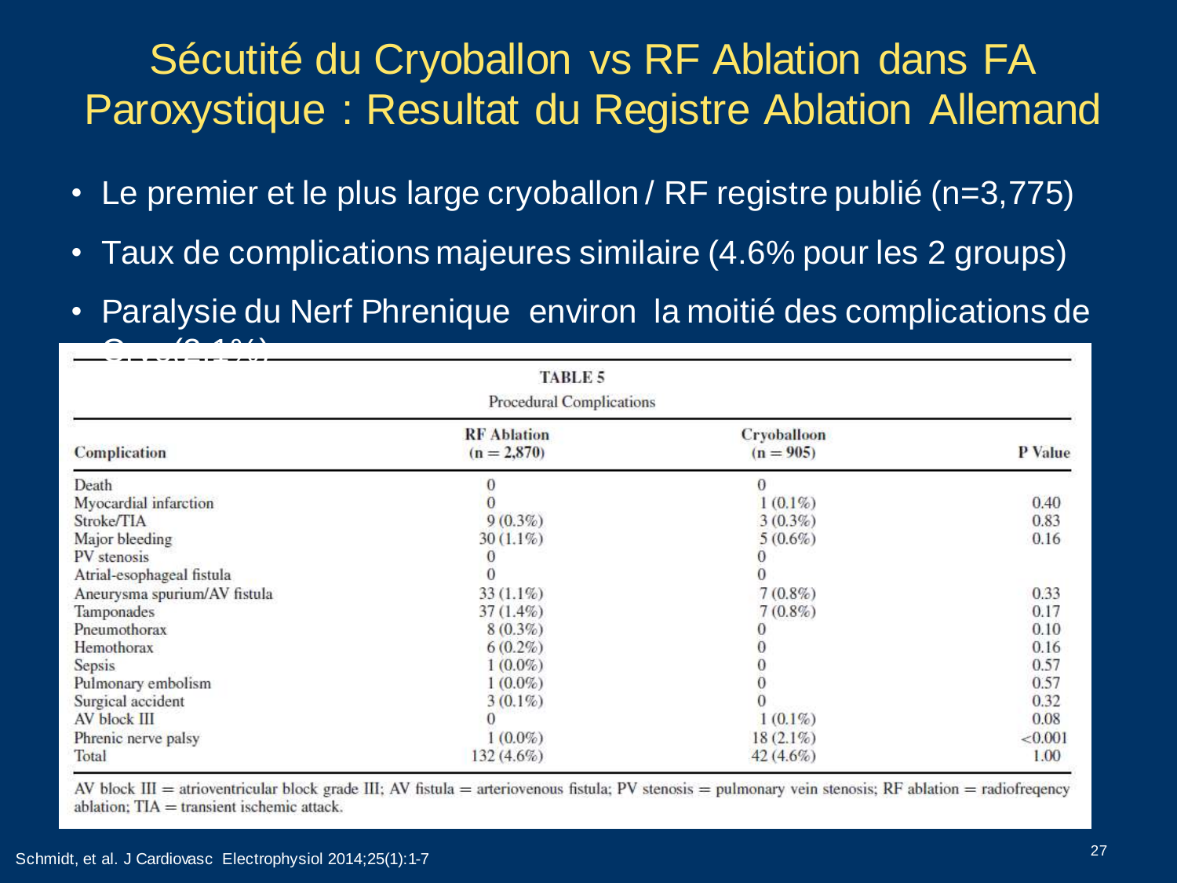# Sécutité du Cryoballon vs RF Ablation dans FA Paroxystique : Resultat du Registre Ablation Allemand

- Le premier et le plus large cryoballon / RF registre publié (n=3,775)
- Taux de complications majeures similaire (4.6% pour les 2 groups)
- Paralysie du Nerf Phrenique environ la moitié des complications de Cryo (2.1%)

**TABLE 5**

Procedural Complications

| Complication | RF Ablation (n = 2,870) | Cryoballoon (n = 905) | P Value |
|---|---|---|---|
| Death | 0 | 0 | |
| Myocardial infarction | 0 | 1 (0.1%) | 0.40 |
| Stroke/TIA | 9 (0.3%) | 3 (0.3%) | 0.83 |
| Major bleeding | 30 (1.1%) | 5 (0.6%) | 0.16 |
| PV stenosis | 0 | 0 | |
| Atrial-esophageal fistula | 0 | 0 | |
| Aneurysma spurium/AV fistula | 33 (1.1%) | 7 (0.8%) | 0.33 |
| Tamponades | 37 (1.4%) | 7 (0.8%) | 0.17 |
| Pneumothorax | 8 (0.3%) | 0 | 0.10 |
| Hemothorax | 6 (0.2%) | 0 | 0.16 |
| Sepsis | 1 (0.0%) | 0 | 0.57 |
| Pulmonary embolism | 1 (0.0%) | 0 | 0.57 |
| Surgical accident | 3 (0.1%) | 0 | 0.32 |
| AV block III | 0 | 1 (0.1%) | 0.08 |
| Phrenic nerve palsy | 1 (0.0%) | 18 (2.1%) | <0.001 |
| Total | 132 (4.6%) | 42 (4.6%) | 1.00 |

AV block III = atrioventricular block grade III; AV fistula = arteriovenous fistula; PV stenosis = pulmonary vein stenosis; RF ablation = radiofreqency ablation; TIA = transient ischemic attack.

Schmidt, et al. J Cardiovasc Electrophysiol 2014;25(1):1-7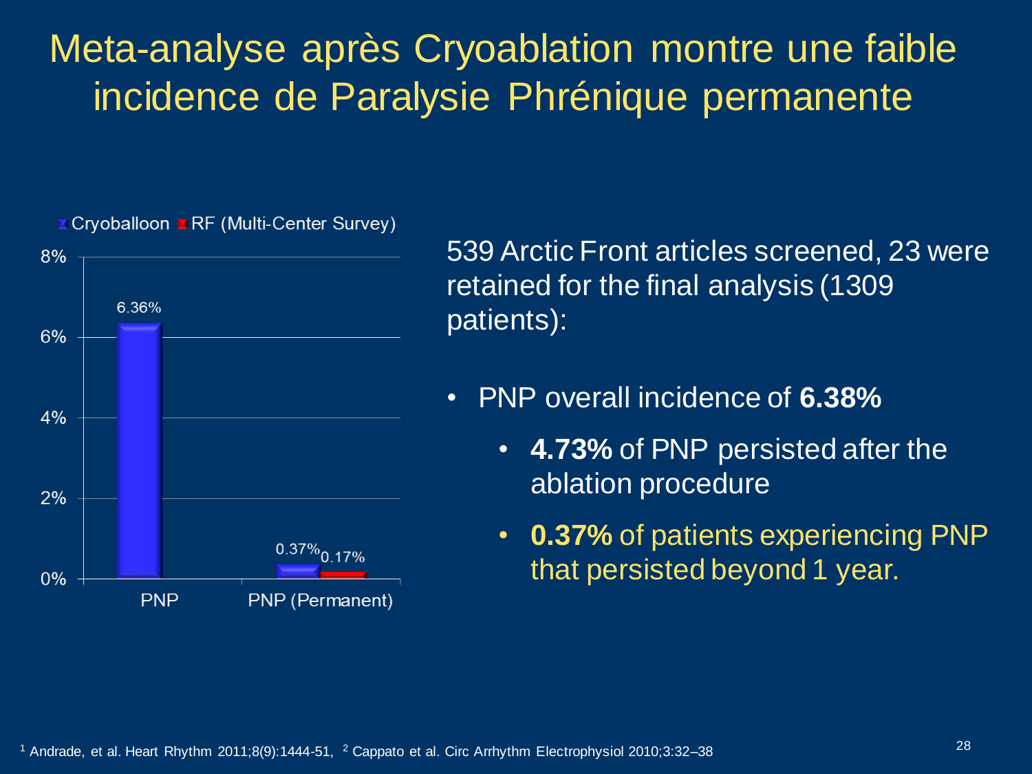# Meta-analyse après Cryoablation montre une faible incidence de Paralysie Phrénique permanente

| | Cryoballoon | RF (Multi-Center Survey) |
| --- | --- | --- |
| PNP | 6.36% | |
| PNP (Permanent) | 0.37% | 0.17% |

539 Arctic Front articles screened, 23 were retained for the final analysis (1309 patients):

- PNP overall incidence of **6.38%**
  - **4.73%** of PNP persisted after the ablation procedure
  - **0.37%** of patients experiencing PNP that persisted beyond 1 year.

[1] Andrade, et al. Heart Rhythm 2011;8(9):1444-51, [2] Cappato et al. Circ Arrhythm Electrophysiol 2010;3:32–38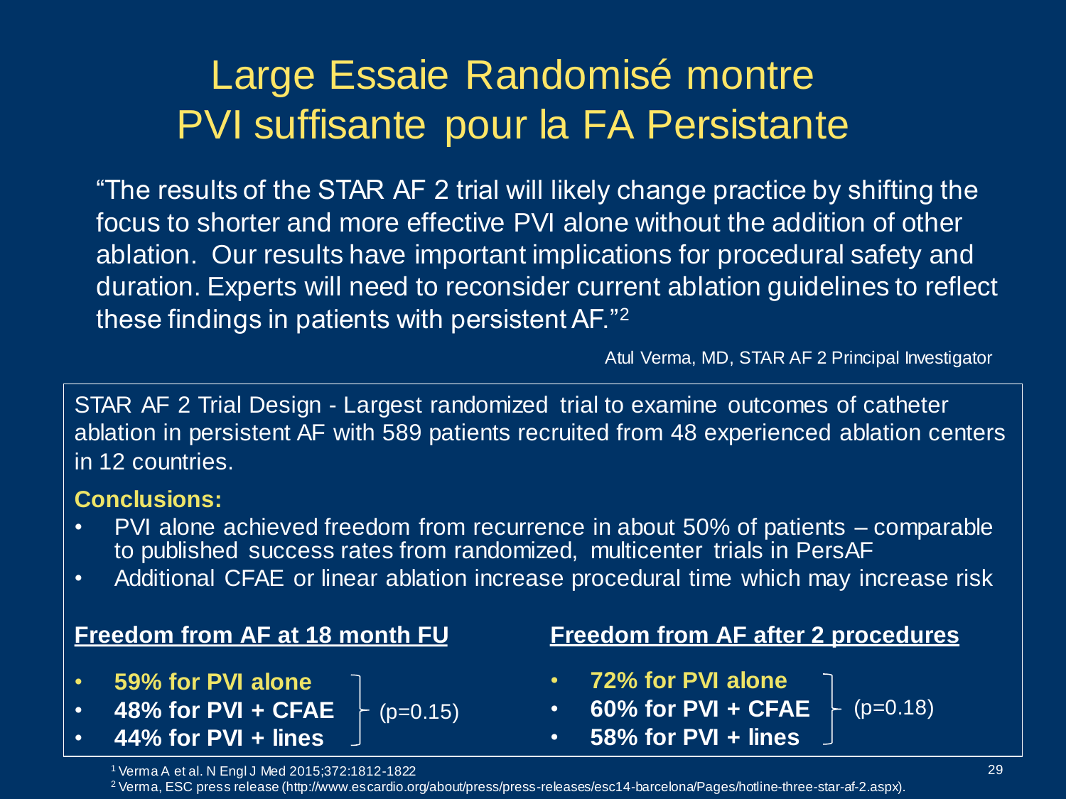# Large Essaie Randomisé montre PVI suffisante pour la FA Persistante

"The results of the STAR AF 2 trial will likely change practice by shifting the focus to shorter and more effective PVI alone without the addition of other ablation. Our results have important implications for procedural safety and duration. Experts will need to reconsider current ablation guidelines to reflect these findings in patients with persistent AF."[2]

Atul Verma, MD, STAR AF 2 Principal Investigator

STAR AF 2 Trial Design - Largest randomized trial to examine outcomes of catheter ablation in persistent AF with 589 patients recruited from 48 experienced ablation centers in 12 countries.

**Conclusions:**

- PVI alone achieved freedom from recurrence in about 50% of patients – comparable to published success rates from randomized, multicenter trials in PersAF
- Additional CFAE or linear ablation increase procedural time which may increase risk

**Freedom from AF at 18 month FU** (p=0.15)

- **59% for PVI alone**
- **48% for PVI + CFAE**
- **44% for PVI + lines**

**Freedom from AF after 2 procedures** (p=0.18)

- **72% for PVI alone**
- **60% for PVI + CFAE**
- **58% for PVI + lines**

[1] Verma A et al. N Engl J Med 2015;372:1812-1822

[2] Verma, ESC press release (http://www.escardio.org/about/press/press-releases/esc14-barcelona/Pages/hotline-three-star-af-2.aspx).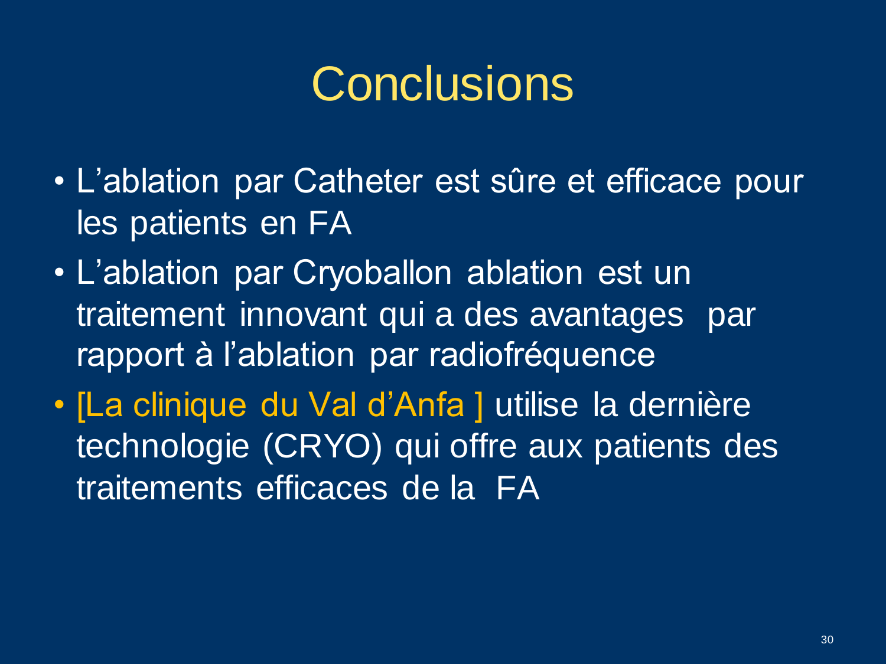# Conclusions

- L'ablation par Catheter est sûre et efficace pour les patients en FA
- L'ablation par Cryoballon ablation est un traitement innovant qui a des avantages par rapport à l'ablation par radiofréquence
- [La clinique du Val d'Anfa ] utilise la dernière technologie (CRYO) qui offre aux patients des traitements efficaces de la FA